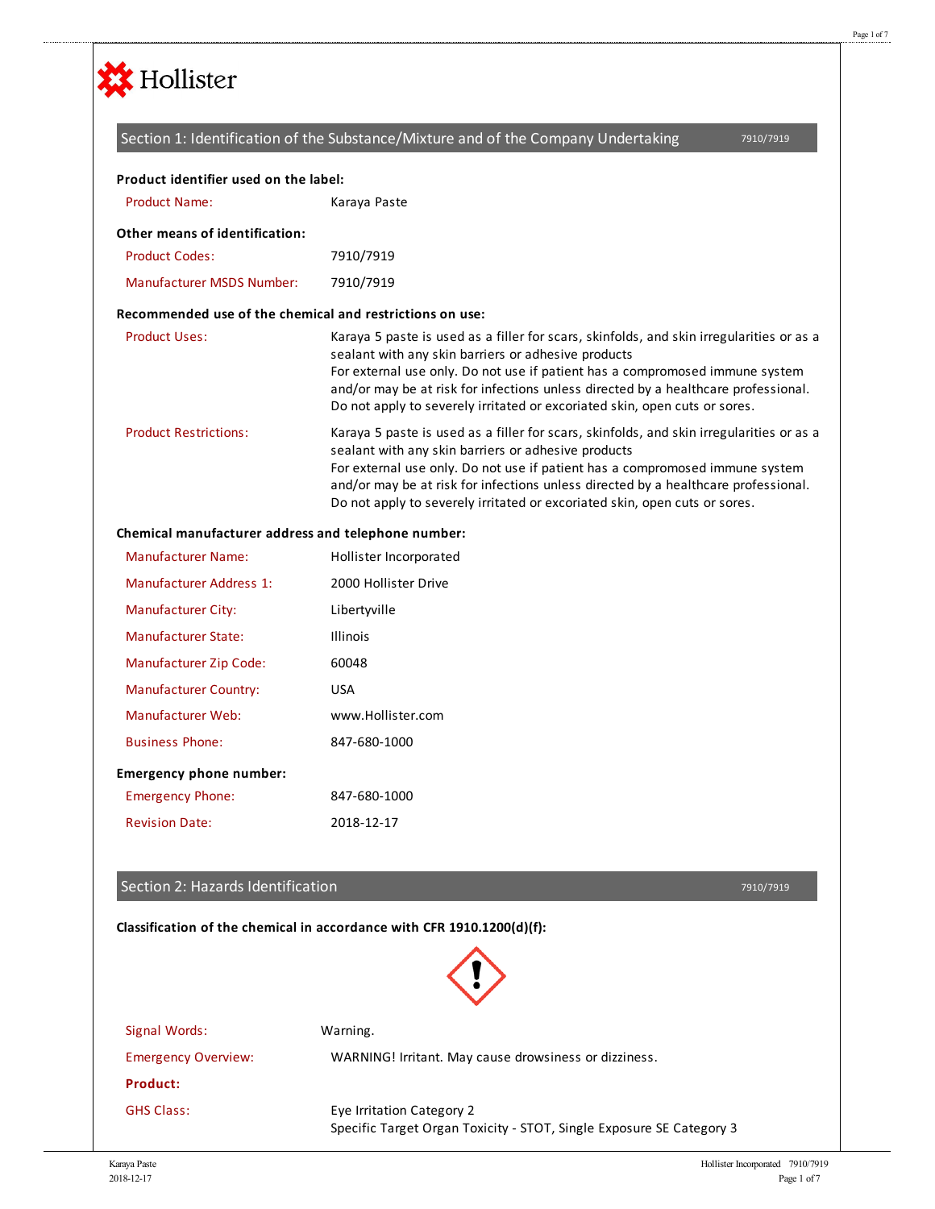Hollister

## Section 1: Identification of the Substance/Mixture and of the Company Undertaking 7910/7919

**Product identifier used on the label:**

| | |
|---|---|
| Product Name: | Karaya Paste |

**Other means of identification:**

| | |
|---|---|
| Product Codes: | 7910/7919 |
| Manufacturer MSDS Number: | 7910/7919 |

**Recommended use of the chemical and restrictions on use:**

| | |
|---|---|
| Product Uses: | Karaya 5 paste is used as a filler for scars, skinfolds, and skin irregularities or as a sealant with any skin barriers or adhesive products<br>For external use only. Do not use if patient has a compromosed immune system and/or may be at risk for infections unless directed by a healthcare professional. Do not apply to severely irritated or excoriated skin, open cuts or sores. |
| Product Restrictions: | Karaya 5 paste is used as a filler for scars, skinfolds, and skin irregularities or as a sealant with any skin barriers or adhesive products<br>For external use only. Do not use if patient has a compromosed immune system and/or may be at risk for infections unless directed by a healthcare professional. Do not apply to severely irritated or excoriated skin, open cuts or sores. |

**Chemical manufacturer address and telephone number:**

| | |
|---|---|
| Manufacturer Name: | Hollister Incorporated |
| Manufacturer Address 1: | 2000 Hollister Drive |
| Manufacturer City: | Libertyville |
| Manufacturer State: | Illinois |
| Manufacturer Zip Code: | 60048 |
| Manufacturer Country: | USA |
| Manufacturer Web: | www.Hollister.com |
| Business Phone: | 847-680-1000 |

**Emergency phone number:**

| | |
|---|---|
| Emergency Phone: | 847-680-1000 |
| Revision Date: | 2018-12-17 |

## Section 2: Hazards Identification 7910/7919

**Classification of the chemical in accordance with CFR 1910.1200(d)(f):**

| | |
|---|---|
| Signal Words: | Warning. |
| Emergency Overview: | WARNING! Irritant. May cause drowsiness or dizziness. |
| **Product:** | |
| GHS Class: | Eye Irritation Category 2<br>Specific Target Organ Toxicity - STOT, Single Exposure SE Category 3 |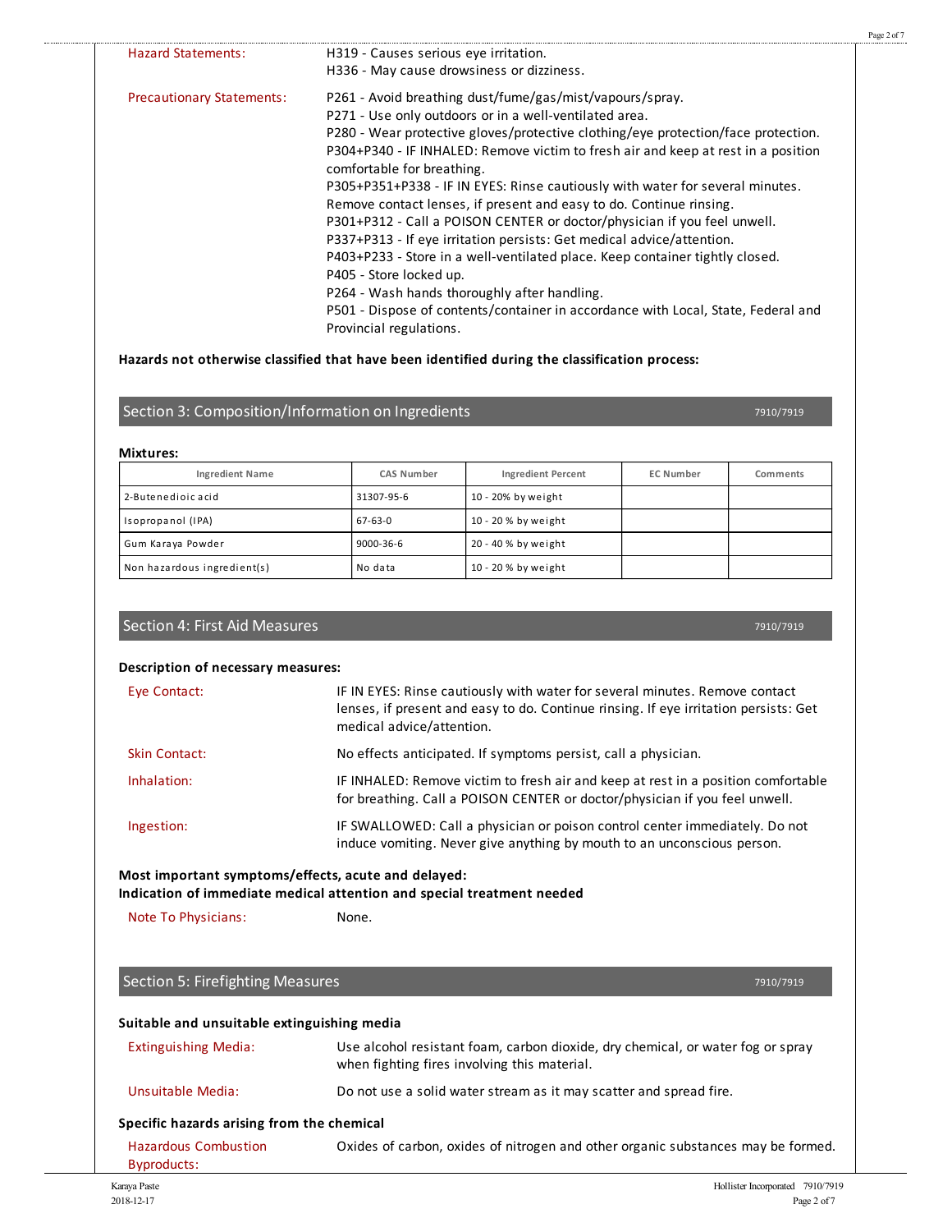**Hazard Statements:** H319 - Causes serious eye irritation.
H336 - May cause drowsiness or dizziness.

**Precautionary Statements:** P261 - Avoid breathing dust/fume/gas/mist/vapours/spray.
P271 - Use only outdoors or in a well-ventilated area.
P280 - Wear protective gloves/protective clothing/eye protection/face protection.
P304+P340 - IF INHALED: Remove victim to fresh air and keep at rest in a position comfortable for breathing.
P305+P351+P338 - IF IN EYES: Rinse cautiously with water for several minutes. Remove contact lenses, if present and easy to do. Continue rinsing.
P301+P312 - Call a POISON CENTER or doctor/physician if you feel unwell.
P337+P313 - If eye irritation persists: Get medical advice/attention.
P403+P233 - Store in a well-ventilated place. Keep container tightly closed.
P405 - Store locked up.
P264 - Wash hands thoroughly after handling.
P501 - Dispose of contents/container in accordance with Local, State, Federal and Provincial regulations.

**Hazards not otherwise classified that have been identified during the classification process:**

## Section 3: Composition/Information on Ingredients

7910/7919

**Mixtures:**

| Ingredient Name | CAS Number | Ingredient Percent | EC Number | Comments |
|---|---|---|---|---|
| 2-Butenedioic acid | 31307-95-6 | 10 - 20% by weight | | |
| Isopropanol (IPA) | 67-63-0 | 10 - 20 % by weight | | |
| Gum Karaya Powder | 9000-36-6 | 20 - 40 % by weight | | |
| Non hazardous ingredient(s) | No data | 10 - 20 % by weight | | |

## Section 4: First Aid Measures

7910/7919

**Description of necessary measures:**

**Eye Contact:** IF IN EYES: Rinse cautiously with water for several minutes. Remove contact lenses, if present and easy to do. Continue rinsing. If eye irritation persists: Get medical advice/attention.

**Skin Contact:** No effects anticipated. If symptoms persist, call a physician.

**Inhalation:** IF INHALED: Remove victim to fresh air and keep at rest in a position comfortable for breathing. Call a POISON CENTER or doctor/physician if you feel unwell.

**Ingestion:** IF SWALLOWED: Call a physician or poison control center immediately. Do not induce vomiting. Never give anything by mouth to an unconscious person.

**Most important symptoms/effects, acute and delayed:**
**Indication of immediate medical attention and special treatment needed**

**Note To Physicians:** None.

## Section 5: Firefighting Measures

7910/7919

**Suitable and unsuitable extinguishing media**

**Extinguishing Media:** Use alcohol resistant foam, carbon dioxide, dry chemical, or water fog or spray when fighting fires involving this material.

**Unsuitable Media:** Do not use a solid water stream as it may scatter and spread fire.

**Specific hazards arising from the chemical**

**Hazardous Combustion Byproducts:** Oxides of carbon, oxides of nitrogen and other organic substances may be formed.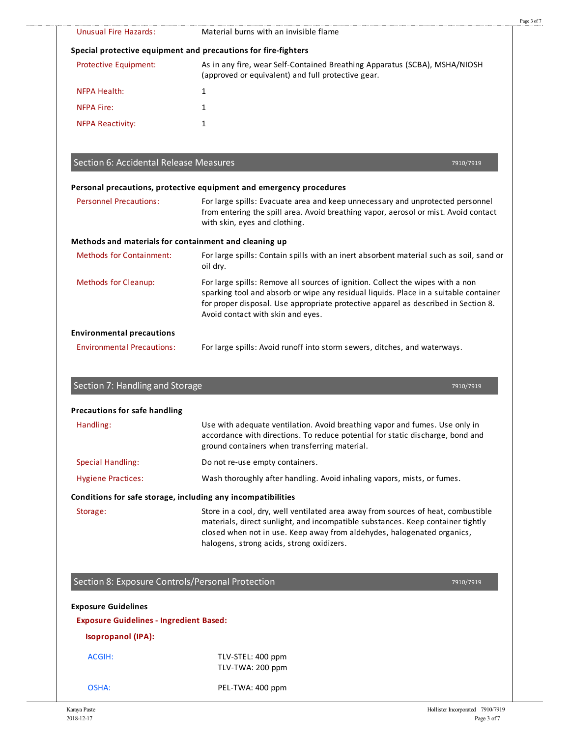| | |
|---|---|
| Unusual Fire Hazards: | Material burns with an invisible flame |

**Special protective equipment and precautions for fire-fighters**

| | |
|---|---|
| Protective Equipment: | As in any fire, wear Self-Contained Breathing Apparatus (SCBA), MSHA/NIOSH (approved or equivalent) and full protective gear. |
| NFPA Health: | 1 |
| NFPA Fire: | 1 |
| NFPA Reactivity: | 1 |

## Section 6: Accidental Release Measures

7910/7919

**Personal precautions, protective equipment and emergency procedures**

| | |
|---|---|
| Personnel Precautions: | For large spills: Evacuate area and keep unnecessary and unprotected personnel from entering the spill area. Avoid breathing vapor, aerosol or mist. Avoid contact with skin, eyes and clothing. |

**Methods and materials for containment and cleaning up**

| | |
|---|---|
| Methods for Containment: | For large spills: Contain spills with an inert absorbent material such as soil, sand or oil dry. |
| Methods for Cleanup: | For large spills: Remove all sources of ignition. Collect the wipes with a non sparking tool and absorb or wipe any residual liquids. Place in a suitable container for proper disposal. Use appropriate protective apparel as described in Section 8. Avoid contact with skin and eyes. |

**Environmental precautions**

| | |
|---|---|
| Environmental Precautions: | For large spills: Avoid runoff into storm sewers, ditches, and waterways. |

## Section 7: Handling and Storage

7910/7919

**Precautions for safe handling**

| | |
|---|---|
| Handling: | Use with adequate ventilation. Avoid breathing vapor and fumes. Use only in accordance with directions. To reduce potential for static discharge, bond and ground containers when transferring material. |
| Special Handling: | Do not re-use empty containers. |
| Hygiene Practices: | Wash thoroughly after handling. Avoid inhaling vapors, mists, or fumes. |

**Conditions for safe storage, including any incompatibilities**

| | |
|---|---|
| Storage: | Store in a cool, dry, well ventilated area away from sources of heat, combustible materials, direct sunlight, and incompatible substances. Keep container tightly closed when not in use. Keep away from aldehydes, halogenated organics, halogens, strong acids, strong oxidizers. |

## Section 8: Exposure Controls/Personal Protection

7910/7919

**Exposure Guidelines**

**Exposure Guidelines - Ingredient Based:**

**Isopropanol (IPA):**

| | |
|---|---|
| ACGIH: | TLV-STEL: 400 ppm<br>TLV-TWA: 200 ppm |
| OSHA: | PEL-TWA: 400 ppm |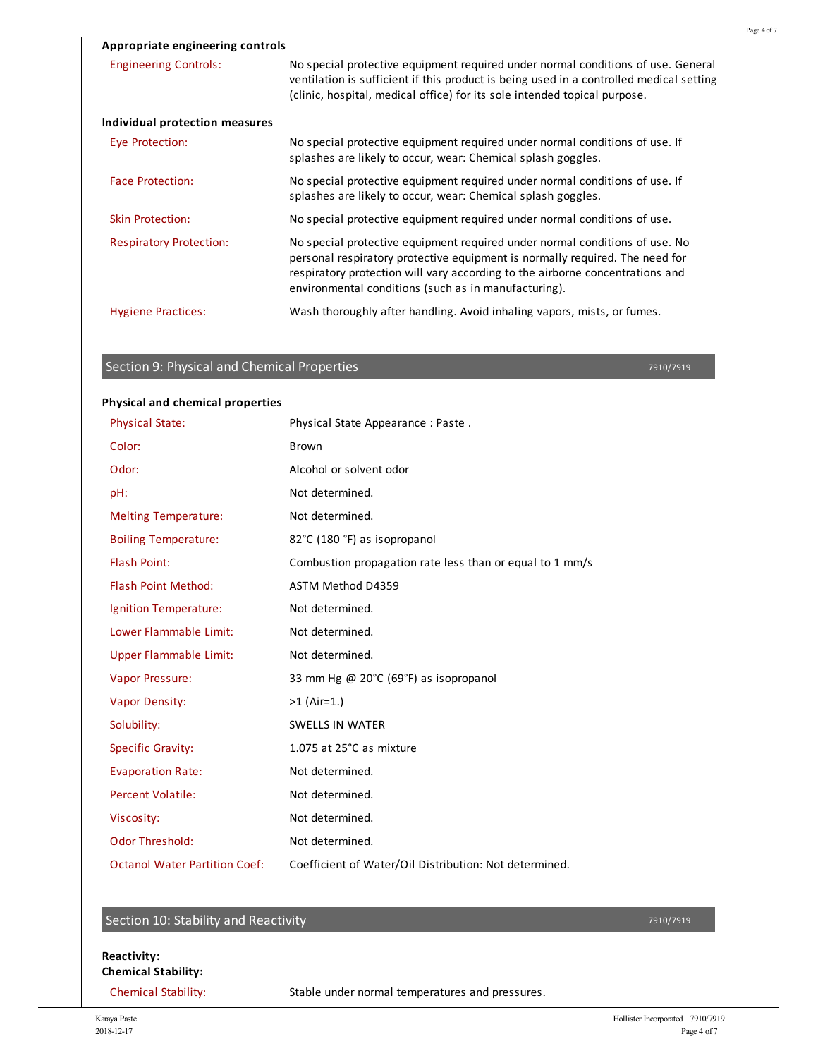**Appropriate engineering controls**

| | |
|---|---|
| Engineering Controls: | No special protective equipment required under normal conditions of use. General ventilation is sufficient if this product is being used in a controlled medical setting (clinic, hospital, medical office) for its sole intended topical purpose. |

**Individual protection measures**

| | |
|---|---|
| Eye Protection: | No special protective equipment required under normal conditions of use. If splashes are likely to occur, wear: Chemical splash goggles. |
| Face Protection: | No special protective equipment required under normal conditions of use. If splashes are likely to occur, wear: Chemical splash goggles. |
| Skin Protection: | No special protective equipment required under normal conditions of use. |
| Respiratory Protection: | No special protective equipment required under normal conditions of use. No personal respiratory protective equipment is normally required. The need for respiratory protection will vary according to the airborne concentrations and environmental conditions (such as in manufacturing). |
| Hygiene Practices: | Wash thoroughly after handling. Avoid inhaling vapors, mists, or fumes. |

## Section 9: Physical and Chemical Properties

7910/7919

**Physical and chemical properties**

| | |
|---|---|
| Physical State: | Physical State Appearance : Paste . |
| Color: | Brown |
| Odor: | Alcohol or solvent odor |
| pH: | Not determined. |
| Melting Temperature: | Not determined. |
| Boiling Temperature: | 82°C (180 °F) as isopropanol |
| Flash Point: | Combustion propagation rate less than or equal to 1 mm/s |
| Flash Point Method: | ASTM Method D4359 |
| Ignition Temperature: | Not determined. |
| Lower Flammable Limit: | Not determined. |
| Upper Flammable Limit: | Not determined. |
| Vapor Pressure: | 33 mm Hg @ 20°C (69°F) as isopropanol |
| Vapor Density: | >1 (Air=1.) |
| Solubility: | SWELLS IN WATER |
| Specific Gravity: | 1.075 at 25°C as mixture |
| Evaporation Rate: | Not determined. |
| Percent Volatile: | Not determined. |
| Viscosity: | Not determined. |
| Odor Threshold: | Not determined. |
| Octanol Water Partition Coef: | Coefficient of Water/Oil Distribution: Not determined. |

## Section 10: Stability and Reactivity

7910/7919

**Reactivity:**

**Chemical Stability:**

| | |
|---|---|
| Chemical Stability: | Stable under normal temperatures and pressures. |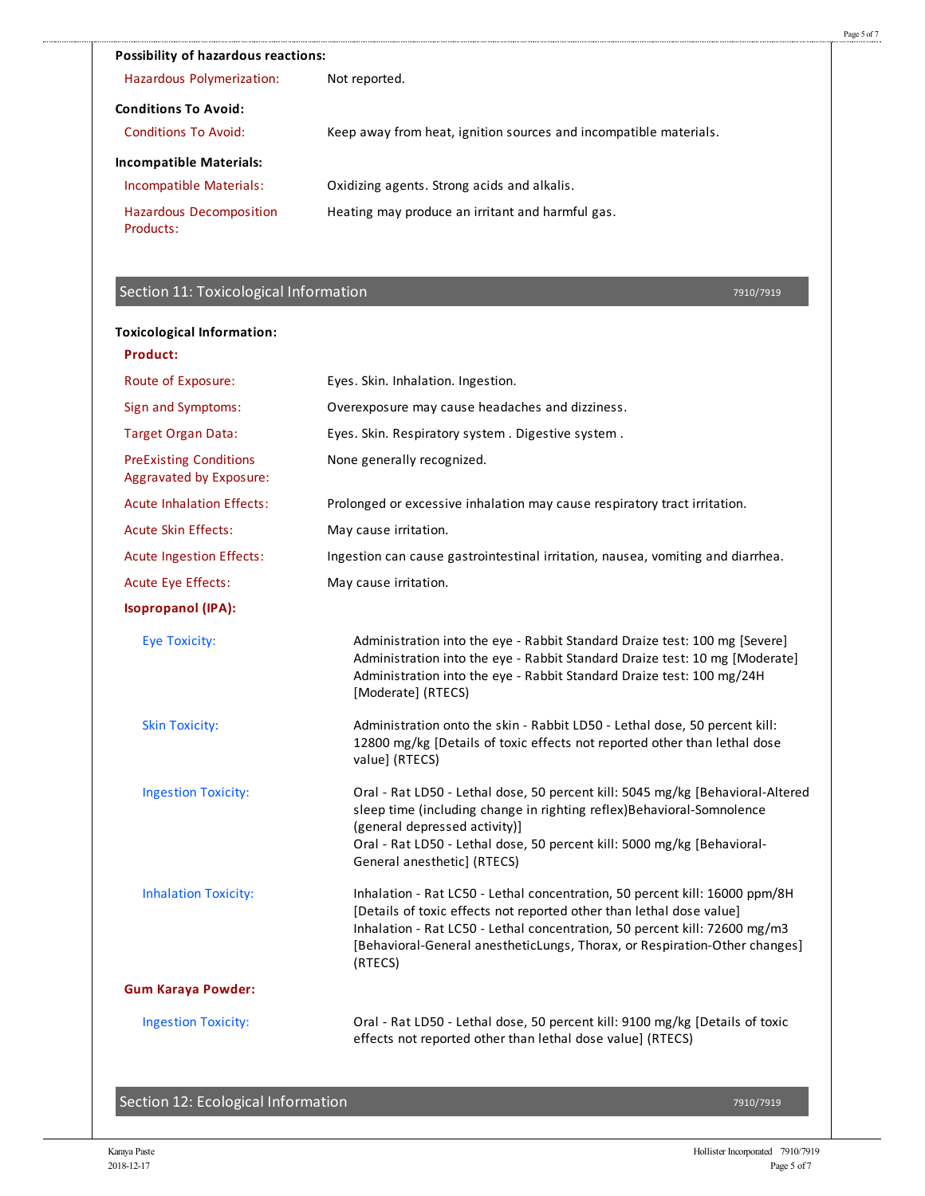**Possibility of hazardous reactions:**

| | |
|---|---|
| Hazardous Polymerization: | Not reported. |

**Conditions To Avoid:**

| | |
|---|---|
| Conditions To Avoid: | Keep away from heat, ignition sources and incompatible materials. |

**Incompatible Materials:**

| | |
|---|---|
| Incompatible Materials: | Oxidizing agents. Strong acids and alkalis. |
| Hazardous Decomposition Products: | Heating may produce an irritant and harmful gas. |

## Section 11: Toxicological Information

7910/7919

**Toxicological Information:**

**Product:**

| | |
|---|---|
| Route of Exposure: | Eyes. Skin. Inhalation. Ingestion. |
| Sign and Symptoms: | Overexposure may cause headaches and dizziness. |
| Target Organ Data: | Eyes. Skin. Respiratory system . Digestive system . |
| PreExisting Conditions Aggravated by Exposure: | None generally recognized. |
| Acute Inhalation Effects: | Prolonged or excessive inhalation may cause respiratory tract irritation. |
| Acute Skin Effects: | May cause irritation. |
| Acute Ingestion Effects: | Ingestion can cause gastrointestinal irritation, nausea, vomiting and diarrhea. |
| Acute Eye Effects: | May cause irritation. |

**Isopropanol (IPA):**

| | |
|---|---|
| Eye Toxicity: | Administration into the eye - Rabbit Standard Draize test: 100 mg [Severe] Administration into the eye - Rabbit Standard Draize test: 10 mg [Moderate] Administration into the eye - Rabbit Standard Draize test: 100 mg/24H [Moderate] (RTECS) |
| Skin Toxicity: | Administration onto the skin - Rabbit LD50 - Lethal dose, 50 percent kill: 12800 mg/kg [Details of toxic effects not reported other than lethal dose value] (RTECS) |
| Ingestion Toxicity: | Oral - Rat LD50 - Lethal dose, 50 percent kill: 5045 mg/kg [Behavioral-Altered sleep time (including change in righting reflex)Behavioral-Somnolence (general depressed activity)] Oral - Rat LD50 - Lethal dose, 50 percent kill: 5000 mg/kg [Behavioral-General anesthetic] (RTECS) |
| Inhalation Toxicity: | Inhalation - Rat LC50 - Lethal concentration, 50 percent kill: 16000 ppm/8H [Details of toxic effects not reported other than lethal dose value] Inhalation - Rat LC50 - Lethal concentration, 50 percent kill: 72600 mg/m3 [Behavioral-General anestheticLungs, Thorax, or Respiration-Other changes] (RTECS) |

**Gum Karaya Powder:**

| | |
|---|---|
| Ingestion Toxicity: | Oral - Rat LD50 - Lethal dose, 50 percent kill: 9100 mg/kg [Details of toxic effects not reported other than lethal dose value] (RTECS) |

## Section 12: Ecological Information

7910/7919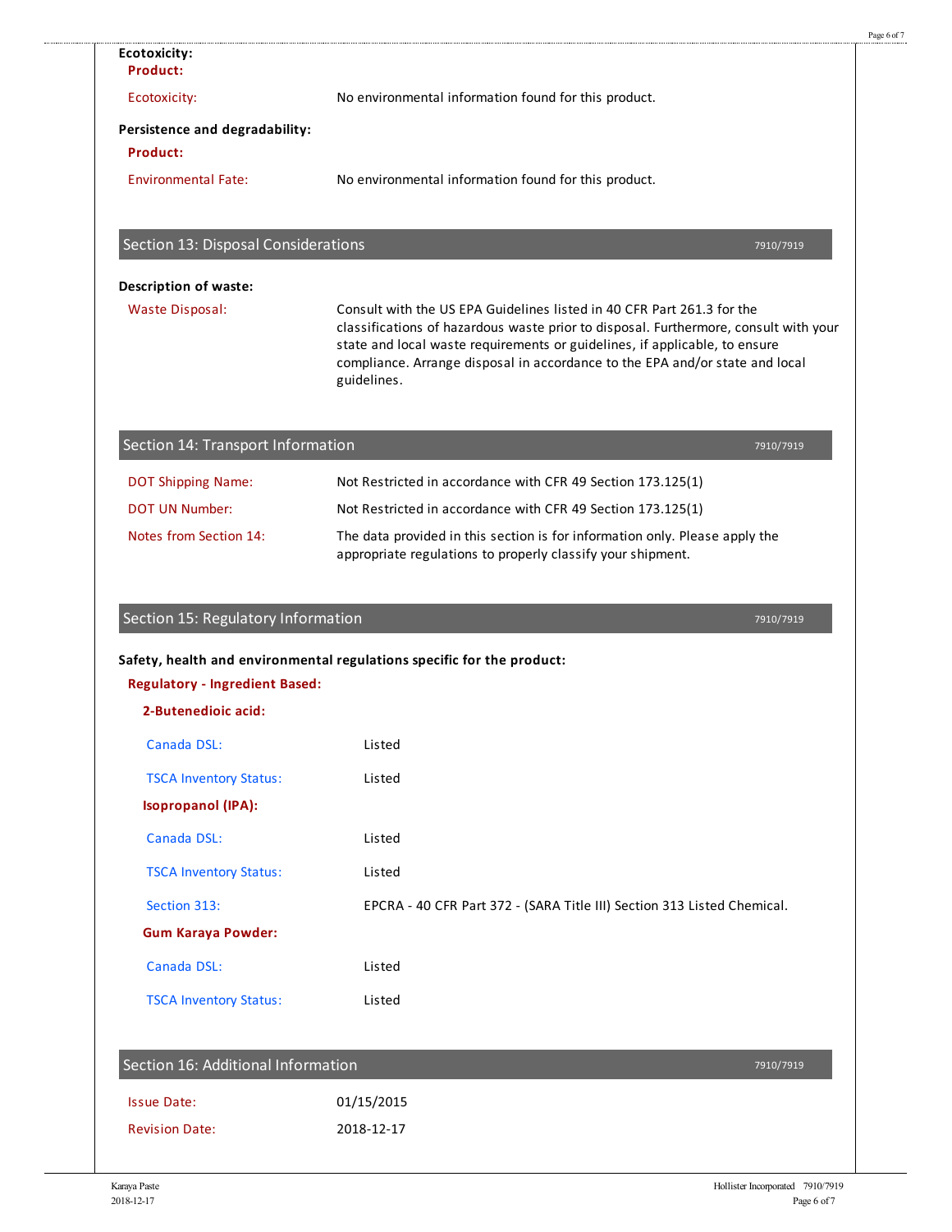**Ecotoxicity:**

**Product:**

Ecotoxicity: No environmental information found for this product.

**Persistence and degradability:**

**Product:**

Environmental Fate: No environmental information found for this product.

## Section 13: Disposal Considerations

7910/7919

**Description of waste:**

Waste Disposal: Consult with the US EPA Guidelines listed in 40 CFR Part 261.3 for the classifications of hazardous waste prior to disposal. Furthermore, consult with your state and local waste requirements or guidelines, if applicable, to ensure compliance. Arrange disposal in accordance to the EPA and/or state and local guidelines.

## Section 14: Transport Information

7910/7919

| | |
|---|---|
| DOT Shipping Name: | Not Restricted in accordance with CFR 49 Section 173.125(1) |
| DOT UN Number: | Not Restricted in accordance with CFR 49 Section 173.125(1) |
| Notes from Section 14: | The data provided in this section is for information only. Please apply the appropriate regulations to properly classify your shipment. |

## Section 15: Regulatory Information

7910/7919

**Safety, health and environmental regulations specific for the product:**

**Regulatory - Ingredient Based:**

**2-Butenedioic acid:**

| | |
|---|---|
| Canada DSL: | Listed |
| TSCA Inventory Status: | Listed |

**Isopropanol (IPA):**

| | |
|---|---|
| Canada DSL: | Listed |
| TSCA Inventory Status: | Listed |
| Section 313: | EPCRA - 40 CFR Part 372 - (SARA Title III) Section 313 Listed Chemical. |

**Gum Karaya Powder:**

| | |
|---|---|
| Canada DSL: | Listed |
| TSCA Inventory Status: | Listed |

## Section 16: Additional Information

7910/7919

| | |
|---|---|
| Issue Date: | 01/15/2015 |
| Revision Date: | 2018-12-17 |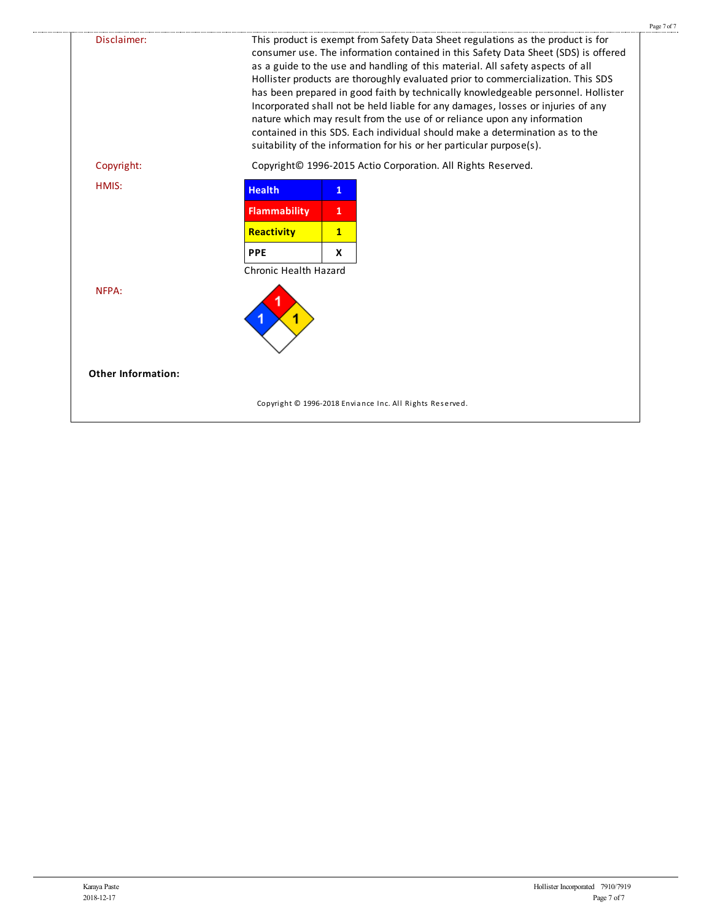**Disclaimer:** This product is exempt from Safety Data Sheet regulations as the product is for consumer use. The information contained in this Safety Data Sheet (SDS) is offered as a guide to the use and handling of this material. All safety aspects of all Hollister products are thoroughly evaluated prior to commercialization. This SDS has been prepared in good faith by technically knowledgeable personnel. Hollister Incorporated shall not be held liable for any damages, losses or injuries of any nature which may result from the use of or reliance upon any information contained in this SDS. Each individual should make a determination as to the suitability of the information for his or her particular purpose(s).

**Copyright:** Copyright© 1996-2015 Actio Corporation. All Rights Reserved.

**HMIS:**

| | |
|---|---|
| Health | 1 |
| Flammability | 1 |
| Reactivity | 1 |
| PPE | X |

Chronic Health Hazard

**NFPA:**

1
1 1

**Other Information:**

Copyright © 1996-2018 Enviance Inc. All Rights Reserved.